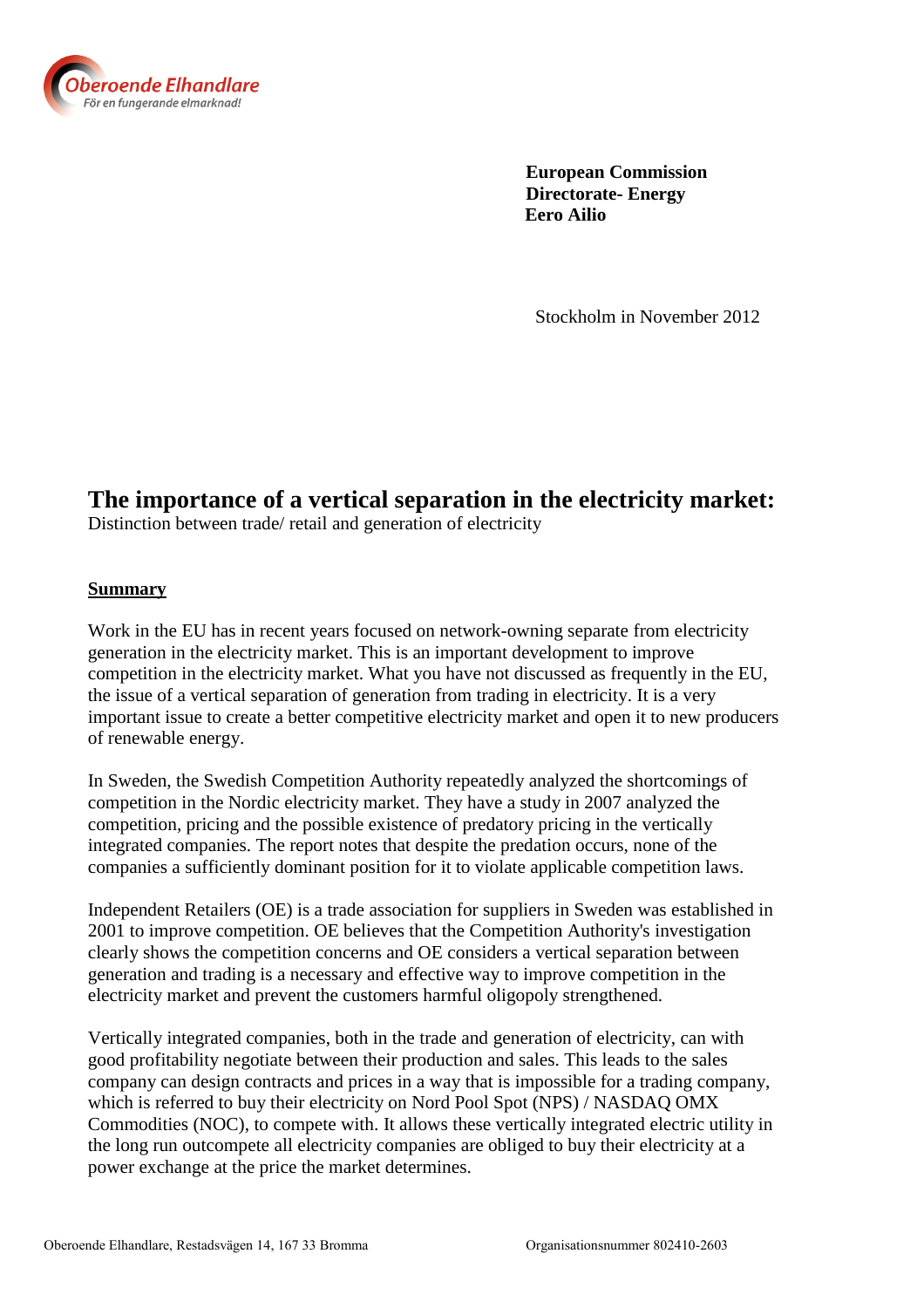Oberoende Elhandlare
För en fungerande elmarknad!

**European Commission**
**Directorate- Energy**
**Eero Ailio**

Stockholm in November 2012

# The importance of a vertical separation in the electricity market:

Distinction between trade/ retail and generation of electricity

**Summary**

Work in the EU has in recent years focused on network-owning separate from electricity generation in the electricity market. This is an important development to improve competition in the electricity market. What you have not discussed as frequently in the EU, the issue of a vertical separation of generation from trading in electricity. It is a very important issue to create a better competitive electricity market and open it to new producers of renewable energy.

In Sweden, the Swedish Competition Authority repeatedly analyzed the shortcomings of competition in the Nordic electricity market. They have a study in 2007 analyzed the competition, pricing and the possible existence of predatory pricing in the vertically integrated companies. The report notes that despite the predation occurs, none of the companies a sufficiently dominant position for it to violate applicable competition laws.

Independent Retailers (OE) is a trade association for suppliers in Sweden was established in 2001 to improve competition. OE believes that the Competition Authority's investigation clearly shows the competition concerns and OE considers a vertical separation between generation and trading is a necessary and effective way to improve competition in the electricity market and prevent the customers harmful oligopoly strengthened.

Vertically integrated companies, both in the trade and generation of electricity, can with good profitability negotiate between their production and sales. This leads to the sales company can design contracts and prices in a way that is impossible for a trading company, which is referred to buy their electricity on Nord Pool Spot (NPS) / NASDAQ OMX Commodities (NOC), to compete with. It allows these vertically integrated electric utility in the long run outcompete all electricity companies are obliged to buy their electricity at a power exchange at the price the market determines.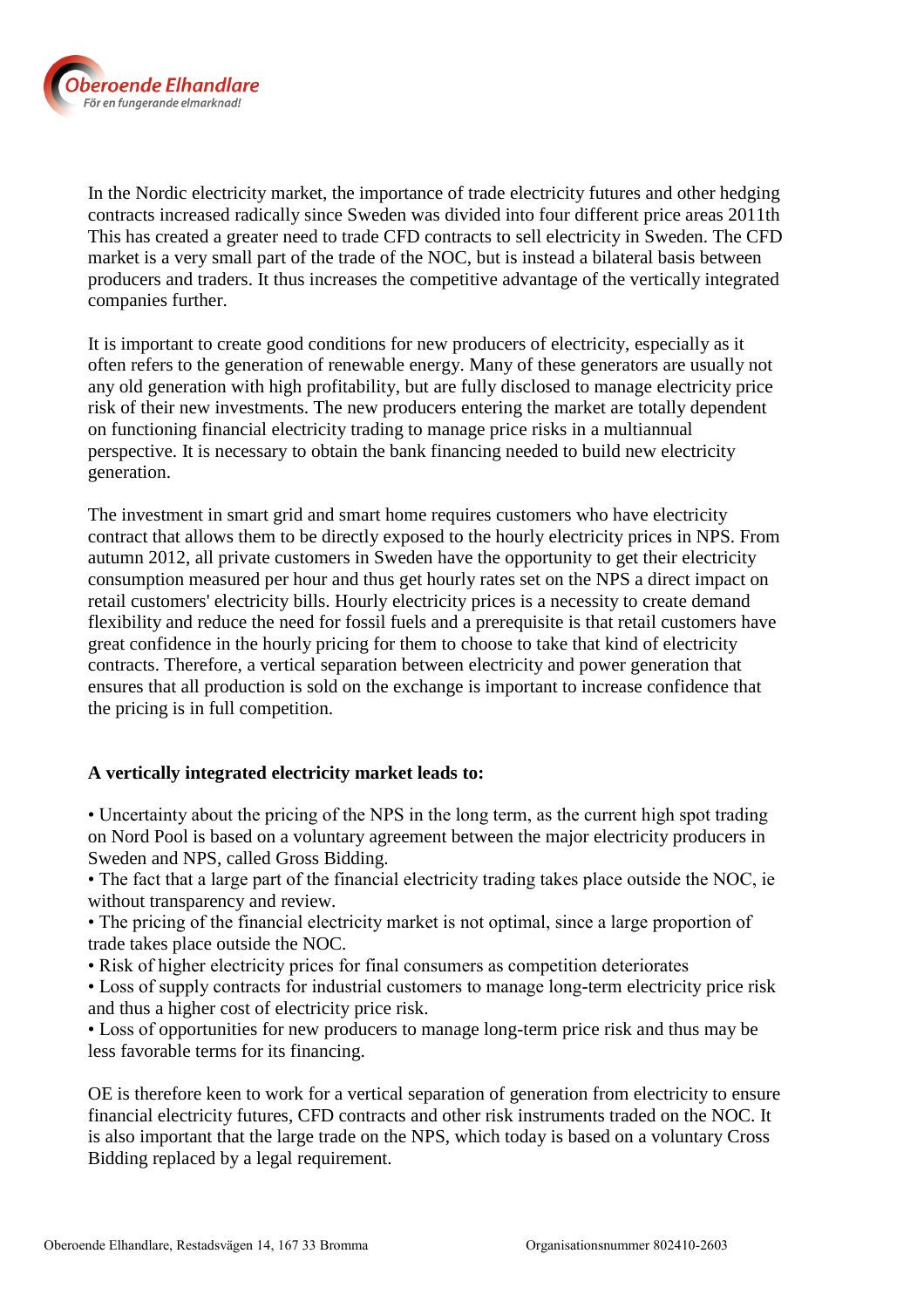In the Nordic electricity market, the importance of trade electricity futures and other hedging contracts increased radically since Sweden was divided into four different price areas 2011th This has created a greater need to trade CFD contracts to sell electricity in Sweden. The CFD market is a very small part of the trade of the NOC, but is instead a bilateral basis between producers and traders. It thus increases the competitive advantage of the vertically integrated companies further.

It is important to create good conditions for new producers of electricity, especially as it often refers to the generation of renewable energy. Many of these generators are usually not any old generation with high profitability, but are fully disclosed to manage electricity price risk of their new investments. The new producers entering the market are totally dependent on functioning financial electricity trading to manage price risks in a multiannual perspective. It is necessary to obtain the bank financing needed to build new electricity generation.

The investment in smart grid and smart home requires customers who have electricity contract that allows them to be directly exposed to the hourly electricity prices in NPS. From autumn 2012, all private customers in Sweden have the opportunity to get their electricity consumption measured per hour and thus get hourly rates set on the NPS a direct impact on retail customers' electricity bills. Hourly electricity prices is a necessity to create demand flexibility and reduce the need for fossil fuels and a prerequisite is that retail customers have great confidence in the hourly pricing for them to choose to take that kind of electricity contracts. Therefore, a vertical separation between electricity and power generation that ensures that all production is sold on the exchange is important to increase confidence that the pricing is in full competition.

**A vertically integrated electricity market leads to:**

- Uncertainty about the pricing of the NPS in the long term, as the current high spot trading on Nord Pool is based on a voluntary agreement between the major electricity producers in Sweden and NPS, called Gross Bidding.
- The fact that a large part of the financial electricity trading takes place outside the NOC, ie without transparency and review.
- The pricing of the financial electricity market is not optimal, since a large proportion of trade takes place outside the NOC.
- Risk of higher electricity prices for final consumers as competition deteriorates
- Loss of supply contracts for industrial customers to manage long-term electricity price risk and thus a higher cost of electricity price risk.
- Loss of opportunities for new producers to manage long-term price risk and thus may be less favorable terms for its financing.

OE is therefore keen to work for a vertical separation of generation from electricity to ensure financial electricity futures, CFD contracts and other risk instruments traded on the NOC. It is also important that the large trade on the NPS, which today is based on a voluntary Cross Bidding replaced by a legal requirement.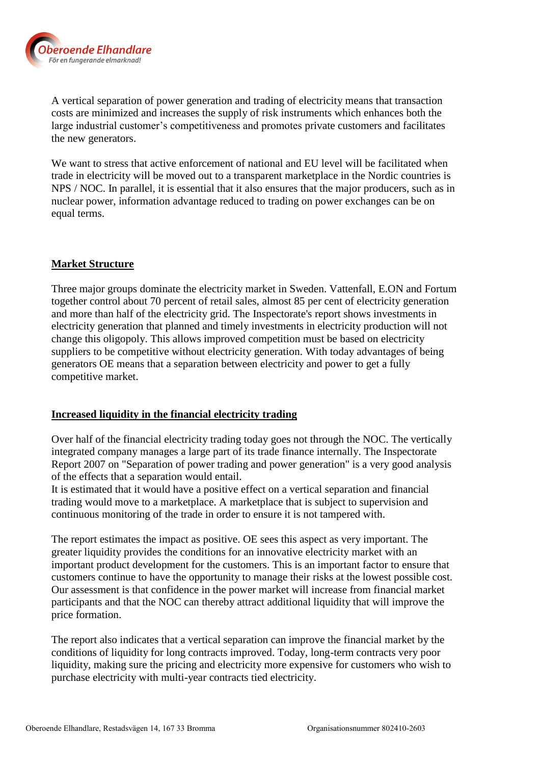A vertical separation of power generation and trading of electricity means that transaction costs are minimized and increases the supply of risk instruments which enhances both the large industrial customer's competitiveness and promotes private customers and facilitates the new generators.

We want to stress that active enforcement of national and EU level will be facilitated when trade in electricity will be moved out to a transparent marketplace in the Nordic countries is NPS / NOC. In parallel, it is essential that it also ensures that the major producers, such as in nuclear power, information advantage reduced to trading on power exchanges can be on equal terms.

## Market Structure

Three major groups dominate the electricity market in Sweden. Vattenfall, E.ON and Fortum together control about 70 percent of retail sales, almost 85 per cent of electricity generation and more than half of the electricity grid. The Inspectorate's report shows investments in electricity generation that planned and timely investments in electricity production will not change this oligopoly. This allows improved competition must be based on electricity suppliers to be competitive without electricity generation. With today advantages of being generators OE means that a separation between electricity and power to get a fully competitive market.

## Increased liquidity in the financial electricity trading

Over half of the financial electricity trading today goes not through the NOC. The vertically integrated company manages a large part of its trade finance internally. The Inspectorate Report 2007 on "Separation of power trading and power generation" is a very good analysis of the effects that a separation would entail.
It is estimated that it would have a positive effect on a vertical separation and financial trading would move to a marketplace. A marketplace that is subject to supervision and continuous monitoring of the trade in order to ensure it is not tampered with.

The report estimates the impact as positive. OE sees this aspect as very important. The greater liquidity provides the conditions for an innovative electricity market with an important product development for the customers. This is an important factor to ensure that customers continue to have the opportunity to manage their risks at the lowest possible cost. Our assessment is that confidence in the power market will increase from financial market participants and that the NOC can thereby attract additional liquidity that will improve the price formation.

The report also indicates that a vertical separation can improve the financial market by the conditions of liquidity for long contracts improved. Today, long-term contracts very poor liquidity, making sure the pricing and electricity more expensive for customers who wish to purchase electricity with multi-year contracts tied electricity.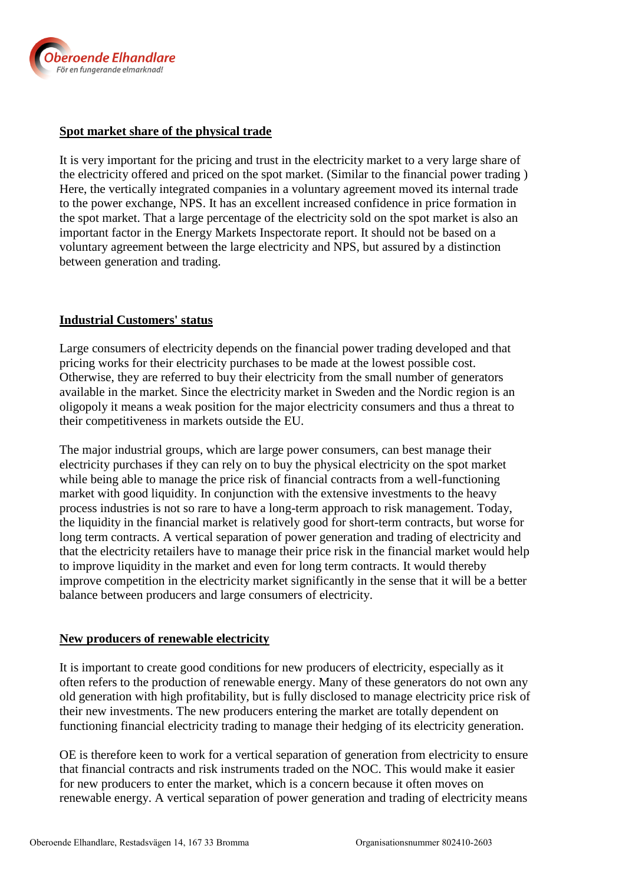**Spot market share of the physical trade**

It is very important for the pricing and trust in the electricity market to a very large share of the electricity offered and priced on the spot market. (Similar to the financial power trading ) Here, the vertically integrated companies in a voluntary agreement moved its internal trade to the power exchange, NPS. It has an excellent increased confidence in price formation in the spot market. That a large percentage of the electricity sold on the spot market is also an important factor in the Energy Markets Inspectorate report. It should not be based on a voluntary agreement between the large electricity and NPS, but assured by a distinction between generation and trading.

**Industrial Customers' status**

Large consumers of electricity depends on the financial power trading developed and that pricing works for their electricity purchases to be made at the lowest possible cost. Otherwise, they are referred to buy their electricity from the small number of generators available in the market. Since the electricity market in Sweden and the Nordic region is an oligopoly it means a weak position for the major electricity consumers and thus a threat to their competitiveness in markets outside the EU.

The major industrial groups, which are large power consumers, can best manage their electricity purchases if they can rely on to buy the physical electricity on the spot market while being able to manage the price risk of financial contracts from a well-functioning market with good liquidity. In conjunction with the extensive investments to the heavy process industries is not so rare to have a long-term approach to risk management. Today, the liquidity in the financial market is relatively good for short-term contracts, but worse for long term contracts. A vertical separation of power generation and trading of electricity and that the electricity retailers have to manage their price risk in the financial market would help to improve liquidity in the market and even for long term contracts. It would thereby improve competition in the electricity market significantly in the sense that it will be a better balance between producers and large consumers of electricity.

**New producers of renewable electricity**

It is important to create good conditions for new producers of electricity, especially as it often refers to the production of renewable energy. Many of these generators do not own any old generation with high profitability, but is fully disclosed to manage electricity price risk of their new investments. The new producers entering the market are totally dependent on functioning financial electricity trading to manage their hedging of its electricity generation.

OE is therefore keen to work for a vertical separation of generation from electricity to ensure that financial contracts and risk instruments traded on the NOC. This would make it easier for new producers to enter the market, which is a concern because it often moves on renewable energy. A vertical separation of power generation and trading of electricity means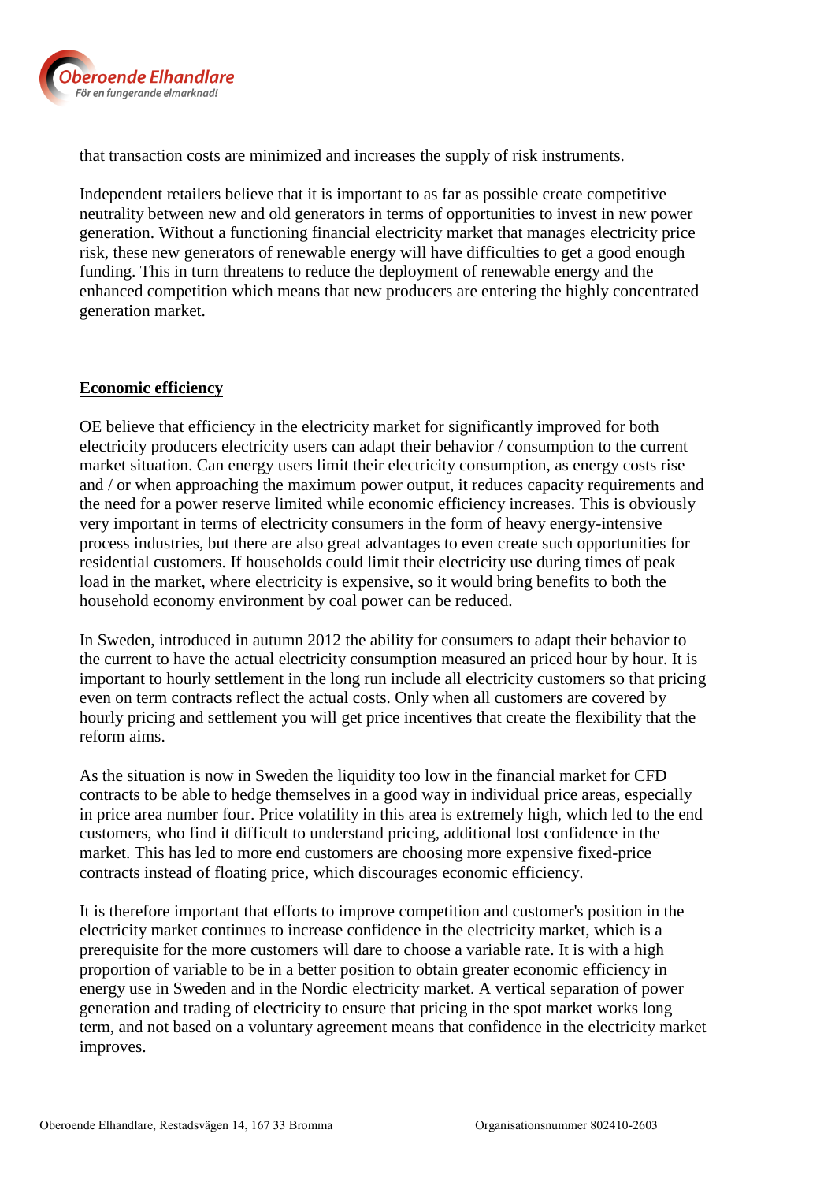that transaction costs are minimized and increases the supply of risk instruments.

Independent retailers believe that it is important to as far as possible create competitive neutrality between new and old generators in terms of opportunities to invest in new power generation. Without a functioning financial electricity market that manages electricity price risk, these new generators of renewable energy will have difficulties to get a good enough funding. This in turn threatens to reduce the deployment of renewable energy and the enhanced competition which means that new producers are entering the highly concentrated generation market.

## Economic efficiency

OE believe that efficiency in the electricity market for significantly improved for both electricity producers electricity users can adapt their behavior / consumption to the current market situation. Can energy users limit their electricity consumption, as energy costs rise and / or when approaching the maximum power output, it reduces capacity requirements and the need for a power reserve limited while economic efficiency increases. This is obviously very important in terms of electricity consumers in the form of heavy energy-intensive process industries, but there are also great advantages to even create such opportunities for residential customers. If households could limit their electricity use during times of peak load in the market, where electricity is expensive, so it would bring benefits to both the household economy environment by coal power can be reduced.

In Sweden, introduced in autumn 2012 the ability for consumers to adapt their behavior to the current to have the actual electricity consumption measured an priced hour by hour. It is important to hourly settlement in the long run include all electricity customers so that pricing even on term contracts reflect the actual costs. Only when all customers are covered by hourly pricing and settlement you will get price incentives that create the flexibility that the reform aims.

As the situation is now in Sweden the liquidity too low in the financial market for CFD contracts to be able to hedge themselves in a good way in individual price areas, especially in price area number four. Price volatility in this area is extremely high, which led to the end customers, who find it difficult to understand pricing, additional lost confidence in the market. This has led to more end customers are choosing more expensive fixed-price contracts instead of floating price, which discourages economic efficiency.

It is therefore important that efforts to improve competition and customer's position in the electricity market continues to increase confidence in the electricity market, which is a prerequisite for the more customers will dare to choose a variable rate. It is with a high proportion of variable to be in a better position to obtain greater economic efficiency in energy use in Sweden and in the Nordic electricity market. A vertical separation of power generation and trading of electricity to ensure that pricing in the spot market works long term, and not based on a voluntary agreement means that confidence in the electricity market improves.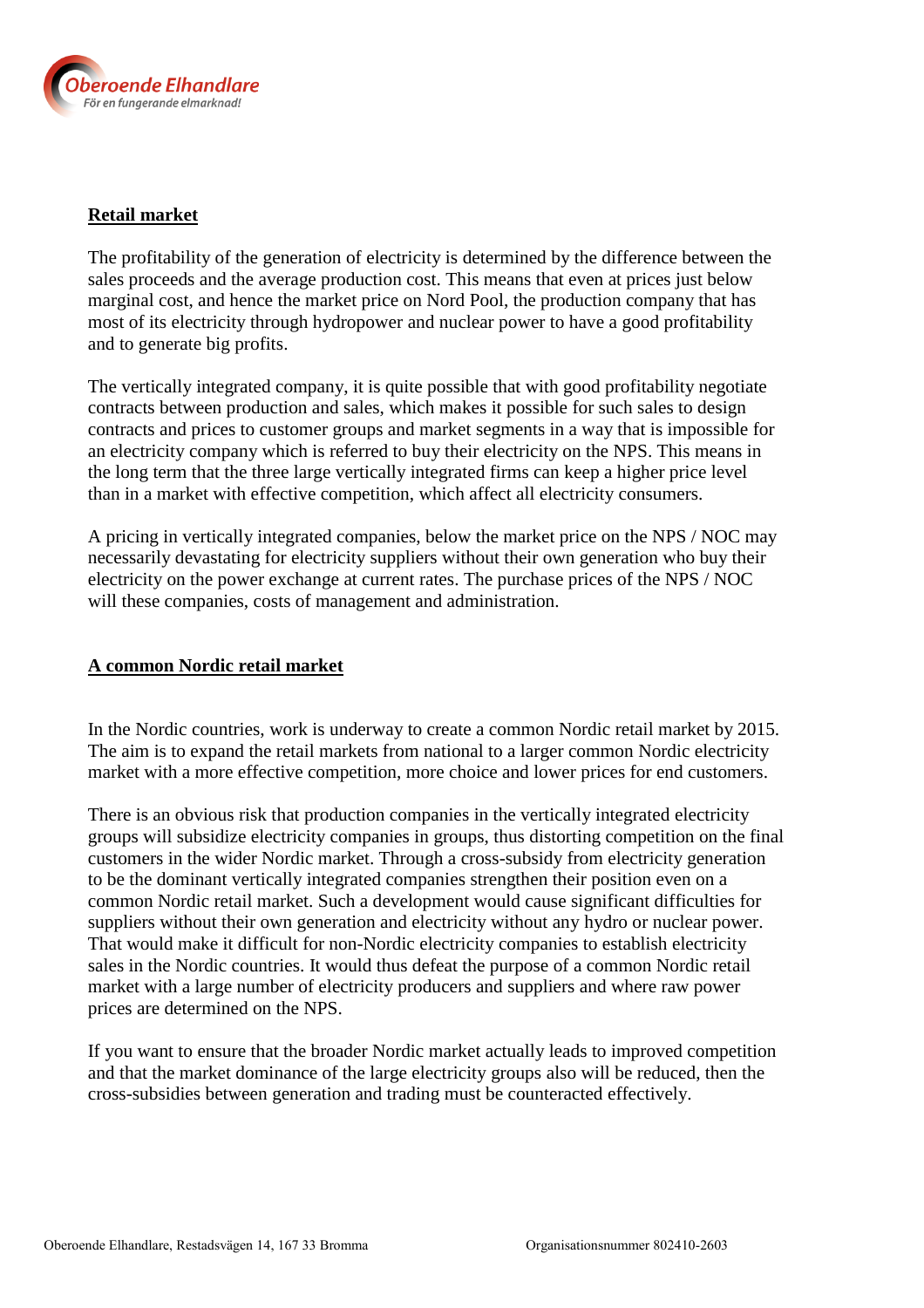## Retail market

The profitability of the generation of electricity is determined by the difference between the sales proceeds and the average production cost. This means that even at prices just below marginal cost, and hence the market price on Nord Pool, the production company that has most of its electricity through hydropower and nuclear power to have a good profitability and to generate big profits.

The vertically integrated company, it is quite possible that with good profitability negotiate contracts between production and sales, which makes it possible for such sales to design contracts and prices to customer groups and market segments in a way that is impossible for an electricity company which is referred to buy their electricity on the NPS. This means in the long term that the three large vertically integrated firms can keep a higher price level than in a market with effective competition, which affect all electricity consumers.

A pricing in vertically integrated companies, below the market price on the NPS / NOC may necessarily devastating for electricity suppliers without their own generation who buy their electricity on the power exchange at current rates. The purchase prices of the NPS / NOC will these companies, costs of management and administration.

## A common Nordic retail market

In the Nordic countries, work is underway to create a common Nordic retail market by 2015. The aim is to expand the retail markets from national to a larger common Nordic electricity market with a more effective competition, more choice and lower prices for end customers.

There is an obvious risk that production companies in the vertically integrated electricity groups will subsidize electricity companies in groups, thus distorting competition on the final customers in the wider Nordic market. Through a cross-subsidy from electricity generation to be the dominant vertically integrated companies strengthen their position even on a common Nordic retail market. Such a development would cause significant difficulties for suppliers without their own generation and electricity without any hydro or nuclear power. That would make it difficult for non-Nordic electricity companies to establish electricity sales in the Nordic countries. It would thus defeat the purpose of a common Nordic retail market with a large number of electricity producers and suppliers and where raw power prices are determined on the NPS.

If you want to ensure that the broader Nordic market actually leads to improved competition and that the market dominance of the large electricity groups also will be reduced, then the cross-subsidies between generation and trading must be counteracted effectively.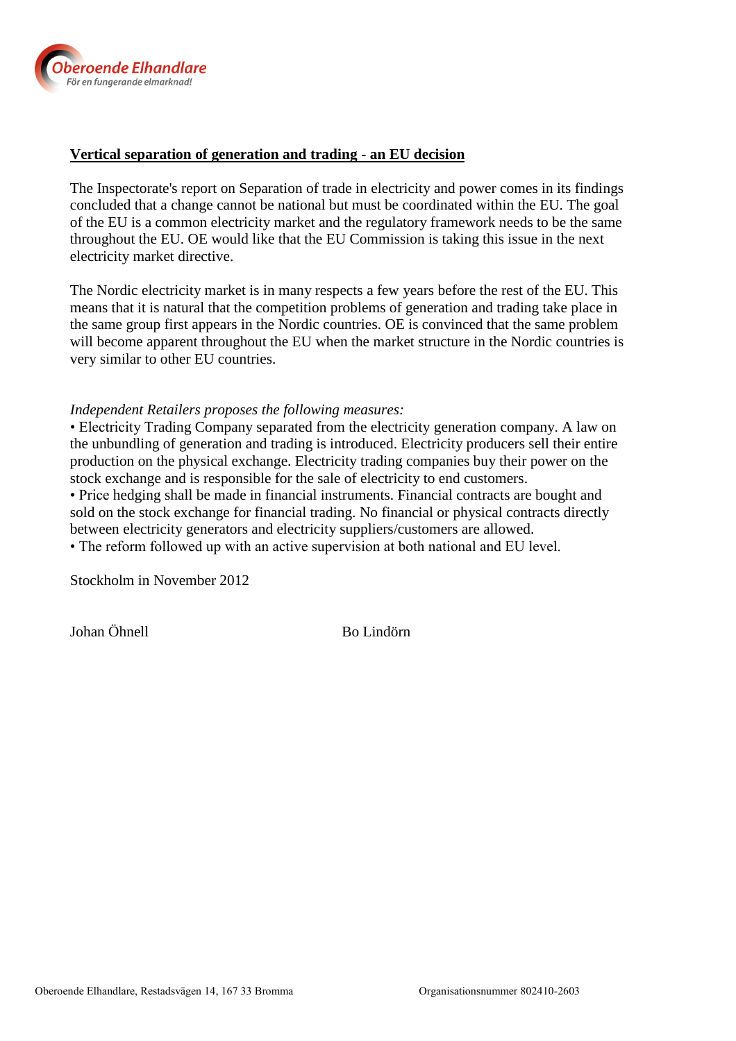**Vertical separation of generation and trading - an EU decision**

The Inspectorate's report on Separation of trade in electricity and power comes in its findings concluded that a change cannot be national but must be coordinated within the EU. The goal of the EU is a common electricity market and the regulatory framework needs to be the same throughout the EU. OE would like that the EU Commission is taking this issue in the next electricity market directive.

The Nordic electricity market is in many respects a few years before the rest of the EU. This means that it is natural that the competition problems of generation and trading take place in the same group first appears in the Nordic countries. OE is convinced that the same problem will become apparent throughout the EU when the market structure in the Nordic countries is very similar to other EU countries.

*Independent Retailers proposes the following measures:*

- Electricity Trading Company separated from the electricity generation company. A law on the unbundling of generation and trading is introduced. Electricity producers sell their entire production on the physical exchange. Electricity trading companies buy their power on the stock exchange and is responsible for the sale of electricity to end customers.
- Price hedging shall be made in financial instruments. Financial contracts are bought and sold on the stock exchange for financial trading. No financial or physical contracts directly between electricity generators and electricity suppliers/customers are allowed.
- The reform followed up with an active supervision at both national and EU level.

Stockholm in November 2012

Johan Öhnell Bo Lindörn